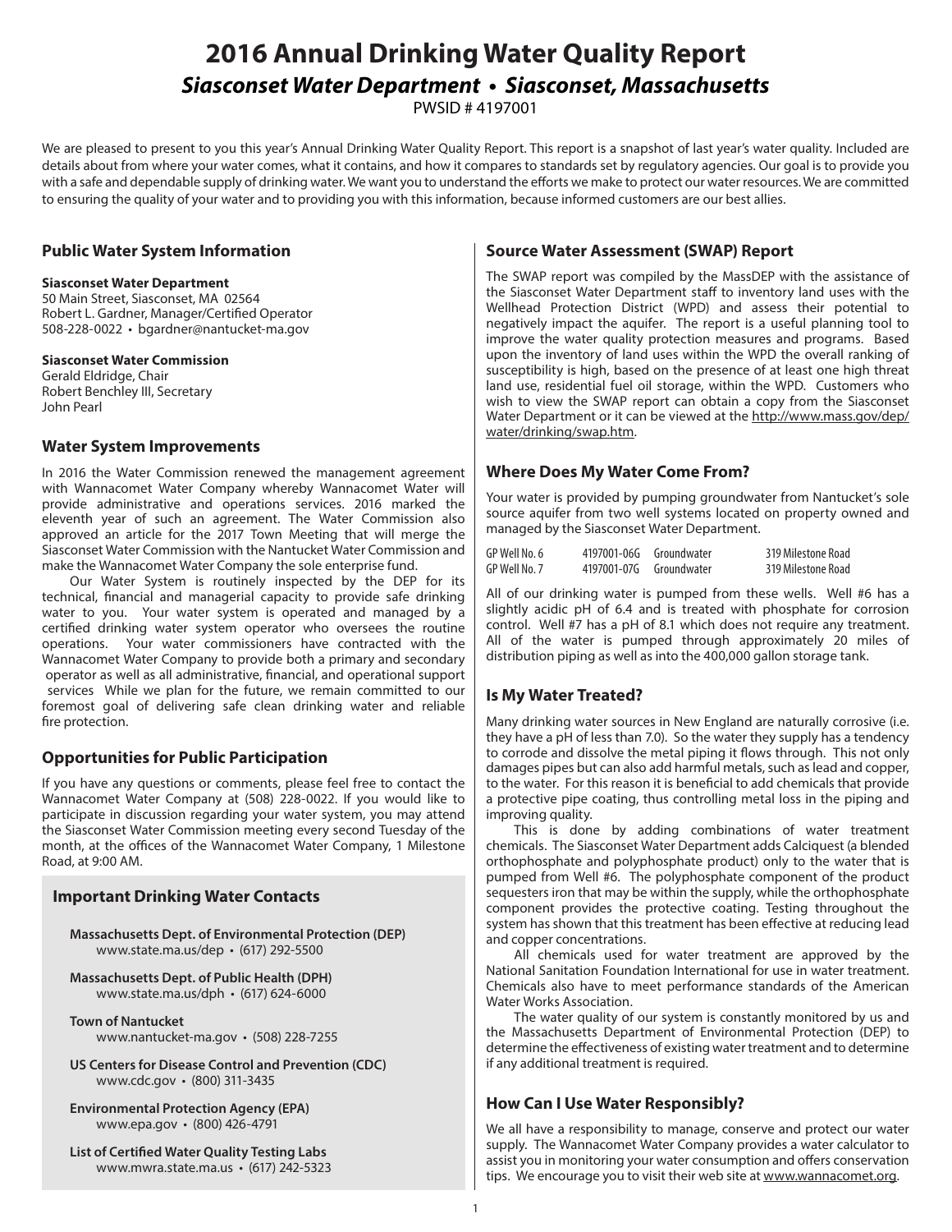# 2016 Annual Drinking Water Quality Report

## *Siasconset Water Department • Siasconset, Massachusetts*

PWSID # 4197001

We are pleased to present to you this year's Annual Drinking Water Quality Report. This report is a snapshot of last year's water quality. Included are details about from where your water comes, what it contains, and how it compares to standards set by regulatory agencies. Our goal is to provide you with a safe and dependable supply of drinking water. We want you to understand the efforts we make to protect our water resources. We are committed to ensuring the quality of your water and to providing you with this information, because informed customers are our best allies.

### Public Water System Information

**Siasconset Water Department**
50 Main Street, Siasconset, MA 02564
Robert L. Gardner, Manager/Certified Operator
508-228-0022 • bgardner@nantucket-ma.gov

**Siasconset Water Commission**
Gerald Eldridge, Chair
Robert Benchley III, Secretary
John Pearl

### Water System Improvements

In 2016 the Water Commission renewed the management agreement with Wannacomet Water Company whereby Wannacomet Water will provide administrative and operations services. 2016 marked the eleventh year of such an agreement. The Water Commission also approved an article for the 2017 Town Meeting that will merge the Siasconset Water Commission with the Nantucket Water Commission and make the Wannacomet Water Company the sole enterprise fund.

Our Water System is routinely inspected by the DEP for its technical, financial and managerial capacity to provide safe drinking water to you. Your water system is operated and managed by a certified drinking water system operator who oversees the routine operations. Your water commissioners have contracted with the Wannacomet Water Company to provide both a primary and secondary operator as well as all administrative, financial, and operational support services While we plan for the future, we remain committed to our foremost goal of delivering safe clean drinking water and reliable fire protection.

### Opportunities for Public Participation

If you have any questions or comments, please feel free to contact the Wannacomet Water Company at (508) 228-0022. If you would like to participate in discussion regarding your water system, you may attend the Siasconset Water Commission meeting every second Tuesday of the month, at the offices of the Wannacomet Water Company, 1 Milestone Road, at 9:00 AM.

### Important Drinking Water Contacts

**Massachusetts Dept. of Environmental Protection (DEP)**
www.state.ma.us/dep • (617) 292-5500

**Massachusetts Dept. of Public Health (DPH)**
www.state.ma.us/dph • (617) 624-6000

**Town of Nantucket**
www.nantucket-ma.gov • (508) 228-7255

**US Centers for Disease Control and Prevention (CDC)**
www.cdc.gov • (800) 311-3435

**Environmental Protection Agency (EPA)**
www.epa.gov • (800) 426-4791

**List of Certified Water Quality Testing Labs**
www.mwra.state.ma.us • (617) 242-5323

### Source Water Assessment (SWAP) Report

The SWAP report was compiled by the MassDEP with the assistance of the Siasconset Water Department staff to inventory land uses with the Wellhead Protection District (WPD) and assess their potential to negatively impact the aquifer. The report is a useful planning tool to improve the water quality protection measures and programs. Based upon the inventory of land uses within the WPD the overall ranking of susceptibility is high, based on the presence of at least one high threat land use, residential fuel oil storage, within the WPD. Customers who wish to view the SWAP report can obtain a copy from the Siasconset Water Department or it can be viewed at the http://www.mass.gov/dep/water/drinking/swap.htm.

### Where Does My Water Come From?

Your water is provided by pumping groundwater from Nantucket's sole source aquifer from two well systems located on property owned and managed by the Siasconset Water Department.

| | | | |
|---|---|---|---|
| GP Well No. 6 | 4197001-06G | Groundwater | 319 Milestone Road |
| GP Well No. 7 | 4197001-07G | Groundwater | 319 Milestone Road |

All of our drinking water is pumped from these wells. Well #6 has a slightly acidic pH of 6.4 and is treated with phosphate for corrosion control. Well #7 has a pH of 8.1 which does not require any treatment. All of the water is pumped through approximately 20 miles of distribution piping as well as into the 400,000 gallon storage tank.

### Is My Water Treated?

Many drinking water sources in New England are naturally corrosive (i.e. they have a pH of less than 7.0). So the water they supply has a tendency to corrode and dissolve the metal piping it flows through. This not only damages pipes but can also add harmful metals, such as lead and copper, to the water. For this reason it is beneficial to add chemicals that provide a protective pipe coating, thus controlling metal loss in the piping and improving quality.

This is done by adding combinations of water treatment chemicals. The Siasconset Water Department adds Calciquest (a blended orthophosphate and polyphosphate product) only to the water that is pumped from Well #6. The polyphosphate component of the product sequesters iron that may be within the supply, while the orthophosphate component provides the protective coating. Testing throughout the system has shown that this treatment has been effective at reducing lead and copper concentrations.

All chemicals used for water treatment are approved by the National Sanitation Foundation International for use in water treatment. Chemicals also have to meet performance standards of the American Water Works Association.

The water quality of our system is constantly monitored by us and the Massachusetts Department of Environmental Protection (DEP) to determine the effectiveness of existing water treatment and to determine if any additional treatment is required.

### How Can I Use Water Responsibly?

We all have a responsibility to manage, conserve and protect our water supply. The Wannacomet Water Company provides a water calculator to assist you in monitoring your water consumption and offers conservation tips. We encourage you to visit their web site at www.wannacomet.org.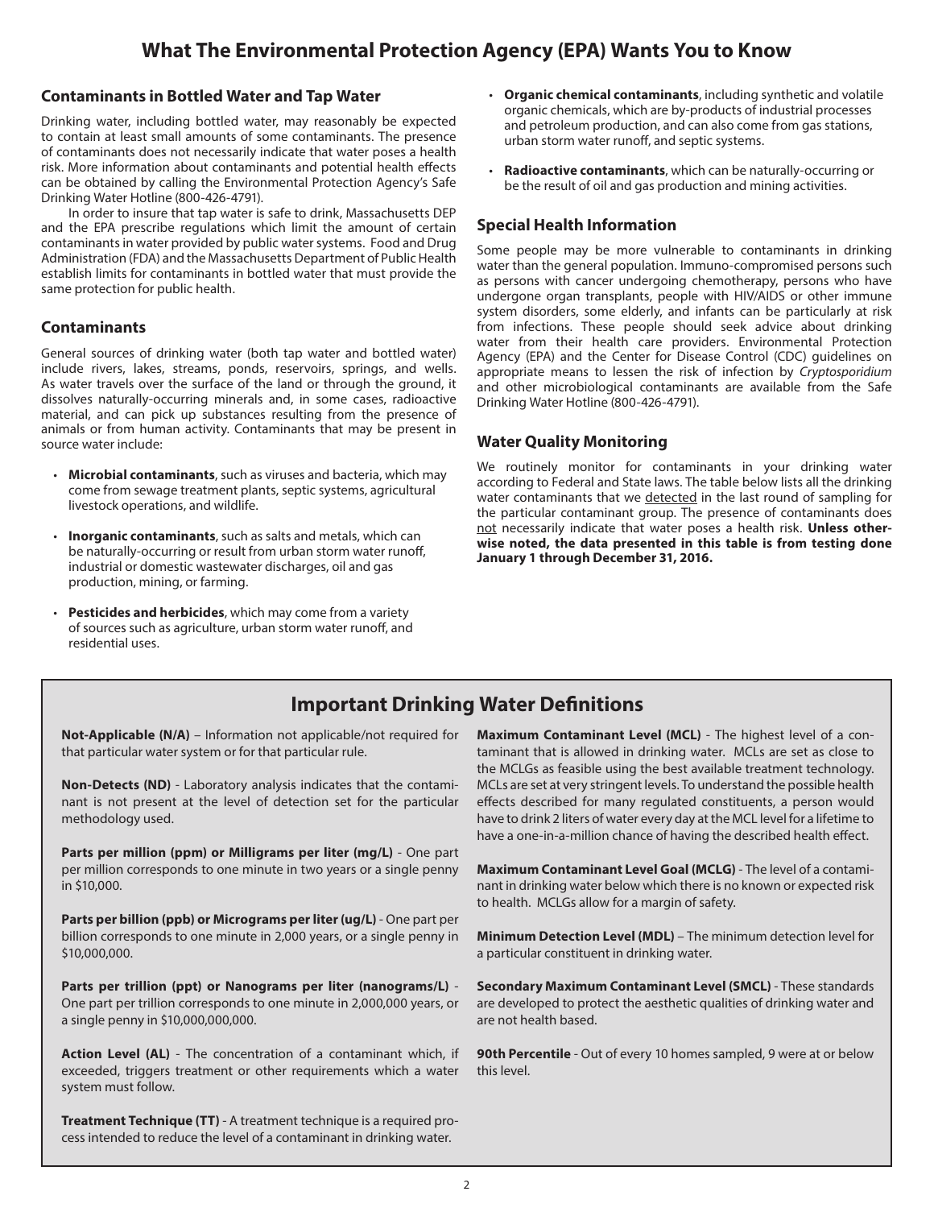# What The Environmental Protection Agency (EPA) Wants You to Know

### Contaminants in Bottled Water and Tap Water

Drinking water, including bottled water, may reasonably be expected to contain at least small amounts of some contaminants. The presence of contaminants does not necessarily indicate that water poses a health risk. More information about contaminants and potential health effects can be obtained by calling the Environmental Protection Agency's Safe Drinking Water Hotline (800-426-4791).

In order to insure that tap water is safe to drink, Massachusetts DEP and the EPA prescribe regulations which limit the amount of certain contaminants in water provided by public water systems. Food and Drug Administration (FDA) and the Massachusetts Department of Public Health establish limits for contaminants in bottled water that must provide the same protection for public health.

### Contaminants

General sources of drinking water (both tap water and bottled water) include rivers, lakes, streams, ponds, reservoirs, springs, and wells. As water travels over the surface of the land or through the ground, it dissolves naturally-occurring minerals and, in some cases, radioactive material, and can pick up substances resulting from the presence of animals or from human activity. Contaminants that may be present in source water include:

- **Microbial contaminants**, such as viruses and bacteria, which may come from sewage treatment plants, septic systems, agricultural livestock operations, and wildlife.
- **Inorganic contaminants**, such as salts and metals, which can be naturally-occurring or result from urban storm water runoff, industrial or domestic wastewater discharges, oil and gas production, mining, or farming.
- **Pesticides and herbicides**, which may come from a variety of sources such as agriculture, urban storm water runoff, and residential uses.
- **Organic chemical contaminants**, including synthetic and volatile organic chemicals, which are by-products of industrial processes and petroleum production, and can also come from gas stations, urban storm water runoff, and septic systems.
- **Radioactive contaminants**, which can be naturally-occurring or be the result of oil and gas production and mining activities.

### Special Health Information

Some people may be more vulnerable to contaminants in drinking water than the general population. Immuno-compromised persons such as persons with cancer undergoing chemotherapy, persons who have undergone organ transplants, people with HIV/AIDS or other immune system disorders, some elderly, and infants can be particularly at risk from infections. These people should seek advice about drinking water from their health care providers. Environmental Protection Agency (EPA) and the Center for Disease Control (CDC) guidelines on appropriate means to lessen the risk of infection by *Cryptosporidium* and other microbiological contaminants are available from the Safe Drinking Water Hotline (800-426-4791).

### Water Quality Monitoring

We routinely monitor for contaminants in your drinking water according to Federal and State laws. The table below lists all the drinking water contaminants that we detected in the last round of sampling for the particular contaminant group. The presence of contaminants does not necessarily indicate that water poses a health risk. **Unless otherwise noted, the data presented in this table is from testing done January 1 through December 31, 2016.**

## Important Drinking Water Definitions

**Not-Applicable (N/A)** – Information not applicable/not required for that particular water system or for that particular rule.

**Non-Detects (ND)** - Laboratory analysis indicates that the contaminant is not present at the level of detection set for the particular methodology used.

**Parts per million (ppm) or Milligrams per liter (mg/L)** - One part per million corresponds to one minute in two years or a single penny in $10,000.

**Parts per billion (ppb) or Micrograms per liter (ug/L)** - One part per billion corresponds to one minute in 2,000 years, or a single penny in $10,000,000.

**Parts per trillion (ppt) or Nanograms per liter (nanograms/L)** - One part per trillion corresponds to one minute in 2,000,000 years, or a single penny in $10,000,000,000.

**Action Level (AL)** - The concentration of a contaminant which, if exceeded, triggers treatment or other requirements which a water system must follow.

**Treatment Technique (TT)** - A treatment technique is a required process intended to reduce the level of a contaminant in drinking water.

**Maximum Contaminant Level (MCL)** - The highest level of a contaminant that is allowed in drinking water. MCLs are set as close to the MCLGs as feasible using the best available treatment technology. MCLs are set at very stringent levels. To understand the possible health effects described for many regulated constituents, a person would have to drink 2 liters of water every day at the MCL level for a lifetime to have a one-in-a-million chance of having the described health effect.

**Maximum Contaminant Level Goal (MCLG)** - The level of a contaminant in drinking water below which there is no known or expected risk to health. MCLGs allow for a margin of safety.

**Minimum Detection Level (MDL)** – The minimum detection level for a particular constituent in drinking water.

**Secondary Maximum Contaminant Level (SMCL)** - These standards are developed to protect the aesthetic qualities of drinking water and are not health based.

**90th Percentile** - Out of every 10 homes sampled, 9 were at or below this level.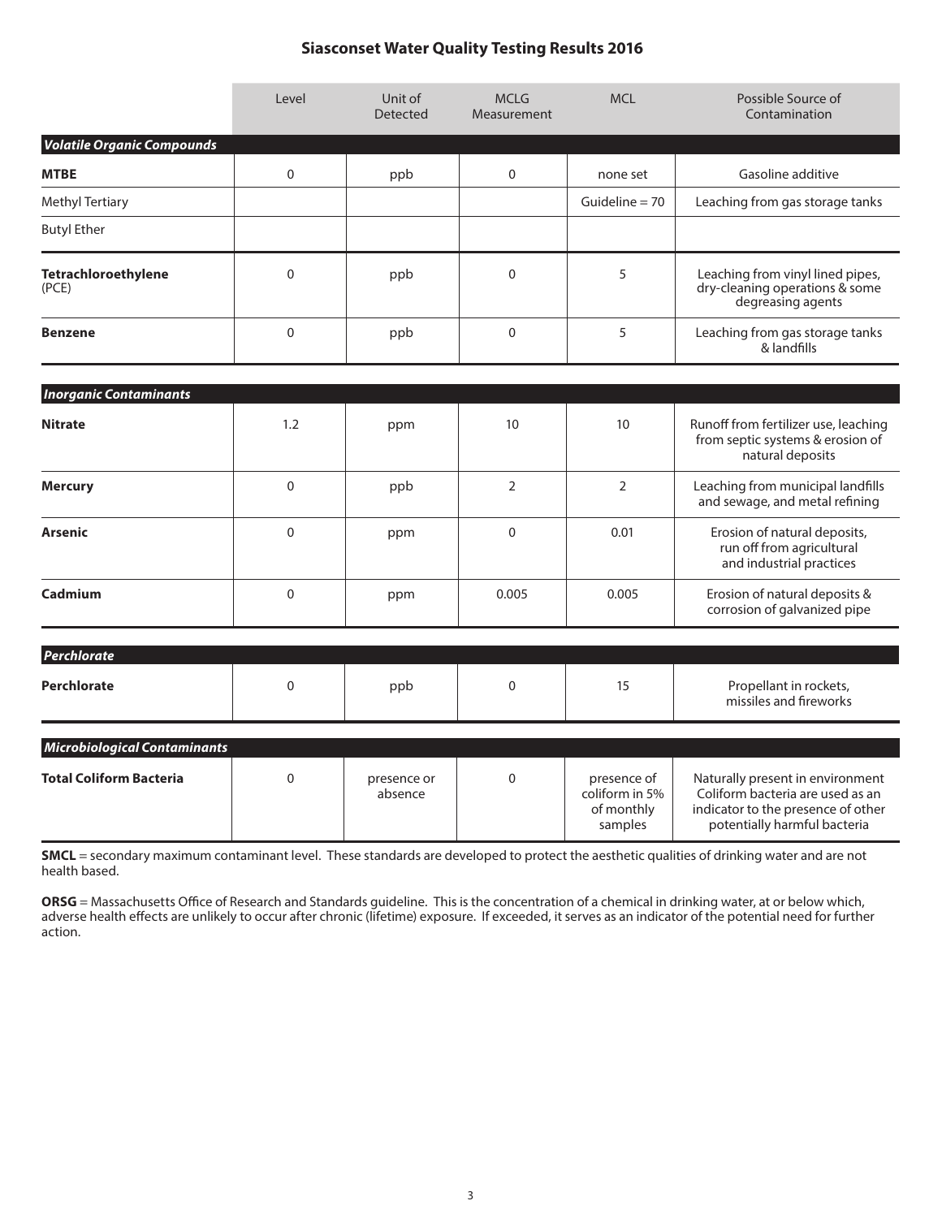## Siasconset Water Quality Testing Results 2016

| | Level | Unit of Detected | MCLG Measurement | MCL | Possible Source of Contamination |
|---|---|---|---|---|---|
| ***Volatile Organic Compounds*** | | | | | |
| **MTBE** | 0 | ppb | 0 | none set | Gasoline additive |
| Methyl Tertiary | | | | Guideline = 70 | Leaching from gas storage tanks |
| Butyl Ether | | | | | |
| **Tetrachloroethylene** (PCE) | 0 | ppb | 0 | 5 | Leaching from vinyl lined pipes, dry-cleaning operations & some degreasing agents |
| **Benzene** | 0 | ppb | 0 | 5 | Leaching from gas storage tanks & landfills |
| ***Inorganic Contaminants*** | | | | | |
| **Nitrate** | 1.2 | ppm | 10 | 10 | Runoff from fertilizer use, leaching from septic systems & erosion of natural deposits |
| **Mercury** | 0 | ppb | 2 | 2 | Leaching from municipal landfills and sewage, and metal refining |
| **Arsenic** | 0 | ppm | 0 | 0.01 | Erosion of natural deposits, run off from agricultural and industrial practices |
| **Cadmium** | 0 | ppm | 0.005 | 0.005 | Erosion of natural deposits & corrosion of galvanized pipe |
| ***Perchlorate*** | | | | | |
| **Perchlorate** | 0 | ppb | 0 | 15 | Propellant in rockets, missiles and fireworks |
| ***Microbiological Contaminants*** | | | | | |
| **Total Coliform Bacteria** | 0 | presence or absence | 0 | presence of coliform in 5% of monthly samples | Naturally present in environment Coliform bacteria are used as an indicator to the presence of other potentially harmful bacteria |

**SMCL** = secondary maximum contaminant level. These standards are developed to protect the aesthetic qualities of drinking water and are not health based.

**ORSG** = Massachusetts Office of Research and Standards guideline. This is the concentration of a chemical in drinking water, at or below which, adverse health effects are unlikely to occur after chronic (lifetime) exposure. If exceeded, it serves as an indicator of the potential need for further action.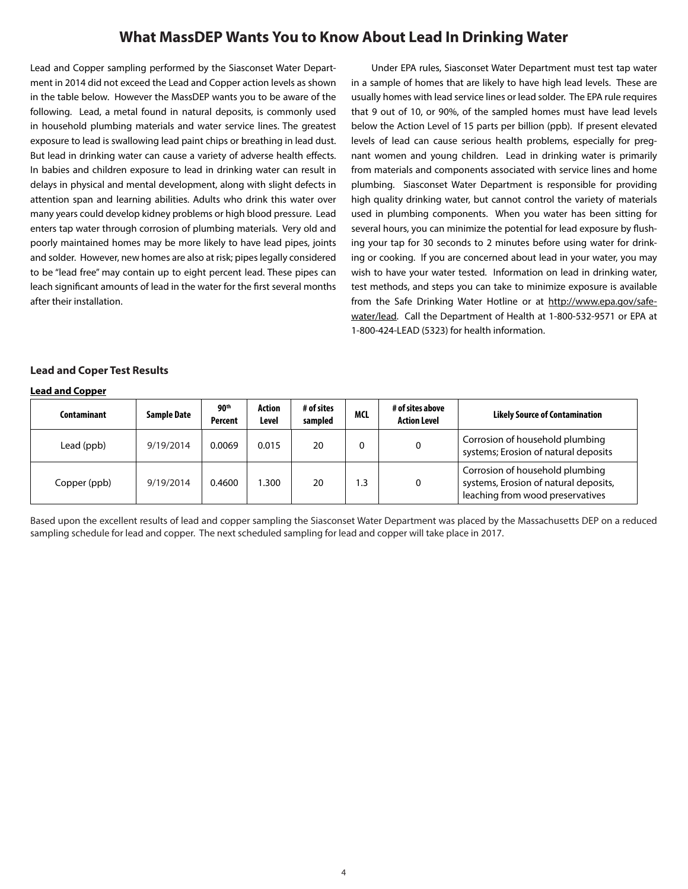# What MassDEP Wants You to Know About Lead In Drinking Water

Lead and Copper sampling performed by the Siasconset Water Department in 2014 did not exceed the Lead and Copper action levels as shown in the table below. However the MassDEP wants you to be aware of the following. Lead, a metal found in natural deposits, is commonly used in household plumbing materials and water service lines. The greatest exposure to lead is swallowing lead paint chips or breathing in lead dust. But lead in drinking water can cause a variety of adverse health effects. In babies and children exposure to lead in drinking water can result in delays in physical and mental development, along with slight defects in attention span and learning abilities. Adults who drink this water over many years could develop kidney problems or high blood pressure. Lead enters tap water through corrosion of plumbing materials. Very old and poorly maintained homes may be more likely to have lead pipes, joints and solder. However, new homes are also at risk; pipes legally considered to be "lead free" may contain up to eight percent lead. These pipes can leach significant amounts of lead in the water for the first several months after their installation.

Under EPA rules, Siasconset Water Department must test tap water in a sample of homes that are likely to have high lead levels. These are usually homes with lead service lines or lead solder. The EPA rule requires that 9 out of 10, or 90%, of the sampled homes must have lead levels below the Action Level of 15 parts per billion (ppb). If present elevated levels of lead can cause serious health problems, especially for pregnant women and young children. Lead in drinking water is primarily from materials and components associated with service lines and home plumbing. Siasconset Water Department is responsible for providing high quality drinking water, but cannot control the variety of materials used in plumbing components. When you water has been sitting for several hours, you can minimize the potential for lead exposure by flushing your tap for 30 seconds to 2 minutes before using water for drinking or cooking. If you are concerned about lead in your water, you may wish to have your water tested. Information on lead in drinking water, test methods, and steps you can take to minimize exposure is available from the Safe Drinking Water Hotline or at http://www.epa.gov/safewater/lead. Call the Department of Health at 1-800-532-9571 or EPA at 1-800-424-LEAD (5323) for health information.

### Lead and Coper Test Results

**Lead and Copper**

| Contaminant | Sample Date | 90th Percent | Action Level | # of sites sampled | MCL | # of sites above Action Level | Likely Source of Contamination |
|---|---|---|---|---|---|---|---|
| Lead (ppb) | 9/19/2014 | 0.0069 | 0.015 | 20 | 0 | 0 | Corrosion of household plumbing systems; Erosion of natural deposits |
| Copper (ppb) | 9/19/2014 | 0.4600 | 1.300 | 20 | 1.3 | 0 | Corrosion of household plumbing systems, Erosion of natural deposits, leaching from wood preservatives |

Based upon the excellent results of lead and copper sampling the Siasconset Water Department was placed by the Massachusetts DEP on a reduced sampling schedule for lead and copper. The next scheduled sampling for lead and copper will take place in 2017.